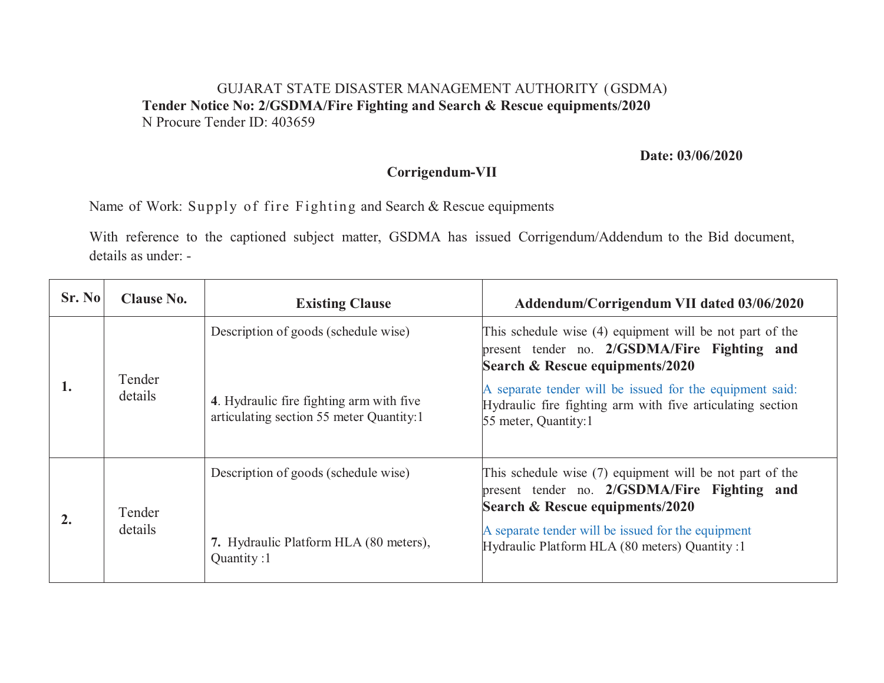GUJARAT STATE DISASTER MANAGEMENT AUTHORITY (GSDMA)

**Tender Notice No: 2/GSDMA/Fire Fighting and Search & Rescue equipments/2020**

N Procure Tender ID: 403659

**Date: 03/06/2020**

**Corrigendum-VII**

Name of Work: Supply of fire Fighting and Search & Rescue equipments

With reference to the captioned subject matter, GSDMA has issued Corrigendum/Addendum to the Bid document, details as under: -

| Sr. No | Clause No. | Existing Clause | Addendum/Corrigendum VII dated 03/06/2020 |
|---|---|---|---|
| **1.** | Tender details | Description of goods (schedule wise)<br><br>**4**. Hydraulic fire fighting arm with five articulating section 55 meter Quantity:1 | This schedule wise (4) equipment will be not part of the present tender no. **2/GSDMA/Fire Fighting and Search & Rescue equipments/2020**<br><br>A separate tender will be issued for the equipment said: Hydraulic fire fighting arm with five articulating section 55 meter, Quantity:1 |
| **2.** | Tender details | Description of goods (schedule wise)<br><br>**7.** Hydraulic Platform HLA (80 meters), Quantity :1 | This schedule wise (7) equipment will be not part of the present tender no. **2/GSDMA/Fire Fighting and Search & Rescue equipments/2020**<br><br>A separate tender will be issued for the equipment Hydraulic Platform HLA (80 meters) Quantity :1 |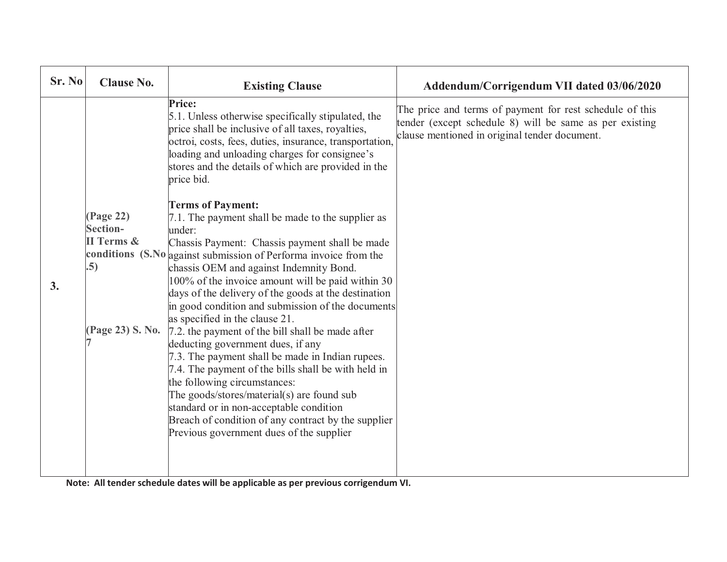| Sr. No | Clause No. | Existing Clause | Addendum/Corrigendum VII dated 03/06/2020 |
|---|---|---|---|
| 3. | (Page 22) Section-II Terms & conditions (S.No .5)<br><br>(Page 23) S. No. 7 | **Price:**<br>5.1. Unless otherwise specifically stipulated, the price shall be inclusive of all taxes, royalties, octroi, costs, fees, duties, insurance, transportation, loading and unloading charges for consignee's stores and the details of which are provided in the price bid.<br><br>**Terms of Payment:**<br>7.1. The payment shall be made to the supplier as under:<br>Chassis Payment: Chassis payment shall be made against submission of Performa invoice from the chassis OEM and against Indemnity Bond.<br>100% of the invoice amount will be paid within 30 days of the delivery of the goods at the destination in good condition and submission of the documents as specified in the clause 21.<br>7.2. the payment of the bill shall be made after deducting government dues, if any<br>7.3. The payment shall be made in Indian rupees.<br>7.4. The payment of the bills shall be with held in the following circumstances:<br>The goods/stores/material(s) are found sub standard or in non-acceptable condition<br>Breach of condition of any contract by the supplier<br>Previous government dues of the supplier | The price and terms of payment for rest schedule of this tender (except schedule 8) will be same as per existing clause mentioned in original tender document. |

**Note: All tender schedule dates will be applicable as per previous corrigendum VI.**